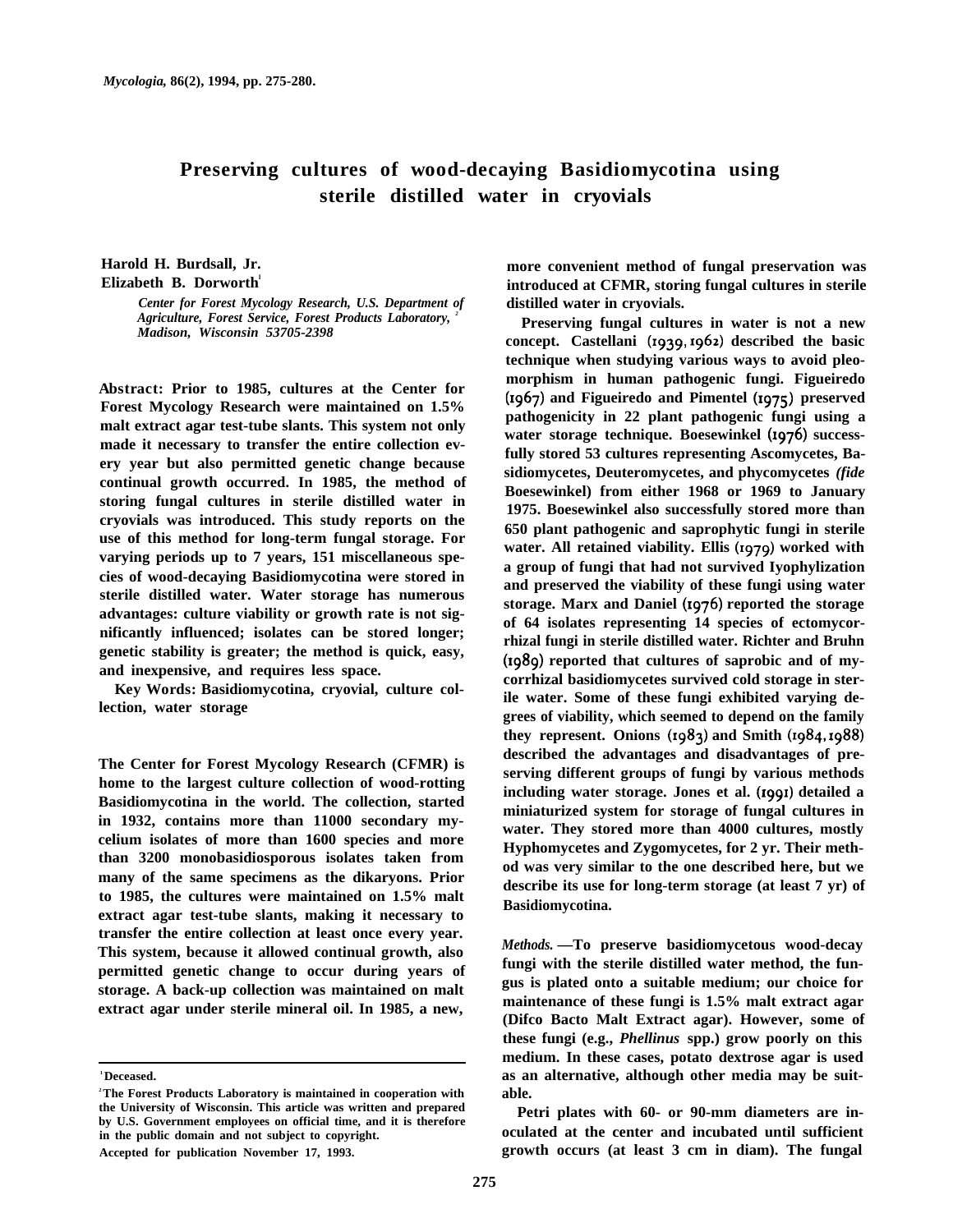# Preserving cultures of wood-decaying Basidiomycotina using sterile distilled water in cryovials

**Harold H. Burdsall, Jr.**
**Elizabeth B. Dorworth**[1]

*Center for Forest Mycology Research, U.S. Department of Agriculture, Forest Service, Forest Products Laboratory,*[2] *Madison, Wisconsin 53705-2398*

**Abstract:** Prior to 1985, cultures at the Center for Forest Mycology Research were maintained on 1.5% malt extract agar test-tube slants. This system not only made it necessary to transfer the entire collection every year but also permitted genetic change because continual growth occurred. In 1985, the method of storing fungal cultures in sterile distilled water in cryovials was introduced. This study reports on the use of this method for long-term fungal storage. For varying periods up to 7 years, 151 miscellaneous species of wood-decaying Basidiomycotina were stored in sterile distilled water. Water storage has numerous advantages: culture viability or growth rate is not significantly influenced; isolates can be stored longer; genetic stability is greater; the method is quick, easy, and inexpensive, and requires less space.

**Key Words:** Basidiomycotina, cryovial, culture collection, water storage

The Center for Forest Mycology Research (CFMR) is home to the largest culture collection of wood-rotting Basidiomycotina in the world. The collection, started in 1932, contains more than 11000 secondary mycelium isolates of more than 1600 species and more than 3200 monobasidiosporous isolates taken from many of the same specimens as the dikaryons. Prior to 1985, the cultures were maintained on 1.5% malt extract agar test-tube slants, making it necessary to transfer the entire collection at least once every year. This system, because it allowed continual growth, also permitted genetic change to occur during years of storage. A back-up collection was maintained on malt extract agar under sterile mineral oil. In 1985, a new, more convenient method of fungal preservation was introduced at CFMR, storing fungal cultures in sterile distilled water in cryovials.

Preserving fungal cultures in water is not a new concept. Castellani (1939, 1962) described the basic technique when studying various ways to avoid pleomorphism in human pathogenic fungi. Figueiredo (1967) and Figueiredo and Pimentel (1975) preserved pathogenicity in 22 plant pathogenic fungi using a water storage technique. Boesewinkel (1976) successfully stored 53 cultures representing Ascomycetes, Basidiomycetes, Deuteromycetes, and phycomycetes *(fide* Boesewinkel) from either 1968 or 1969 to January 1975. Boesewinkel also successfully stored more than 650 plant pathogenic and saprophytic fungi in sterile water. All retained viability. Ellis (1979) worked with a group of fungi that had not survived lyophylization and preserved the viability of these fungi using water storage. Marx and Daniel (1976) reported the storage of 64 isolates representing 14 species of ectomycorrhizal fungi in sterile distilled water. Richter and Bruhn (1989) reported that cultures of saprobic and of mycorrhizal basidiomycetes survived cold storage in sterile water. Some of these fungi exhibited varying degrees of viability, which seemed to depend on the family they represent. Onions (1983) and Smith (1984, 1988) described the advantages and disadvantages of preserving different groups of fungi by various methods including water storage. Jones et al. (1991) detailed a miniaturized system for storage of fungal cultures in water. They stored more than 4000 cultures, mostly Hyphomycetes and Zygomycetes, for 2 yr. Their method was very similar to the one described here, but we describe its use for long-term storage (at least 7 yr) of Basidiomycotina.

*Methods.*—To preserve basidiomycetous wood-decay fungi with the sterile distilled water method, the fungus is plated onto a suitable medium; our choice for maintenance of these fungi is 1.5% malt extract agar (Difco Bacto Malt Extract agar). However, some of these fungi (e.g., *Phellinus* spp.) grow poorly on this medium. In these cases, potato dextrose agar is used as an alternative, although other media may be suitable.

Petri plates with 60- or 90-mm diameters are inoculated at the center and incubated until sufficient growth occurs (at least 3 cm in diam). The fungal

---

[1] Deceased.

[2] The Forest Products Laboratory is maintained in cooperation with the University of Wisconsin. This article was written and prepared by U.S. Government employees on official time, and it is therefore in the public domain and not subject to copyright.

Accepted for publication November 17, 1993.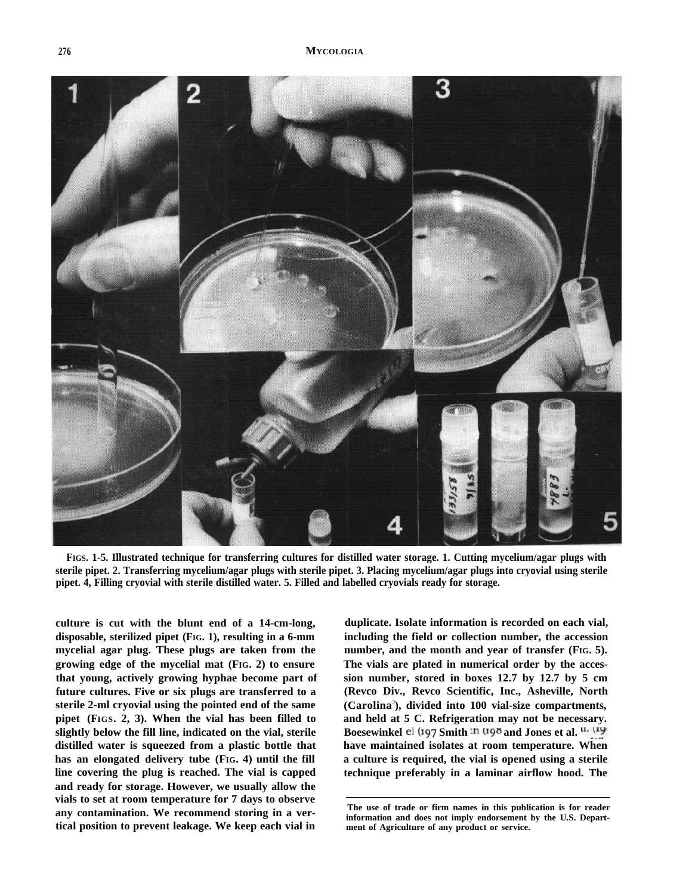FIGS. 1-5. Illustrated technique for transferring cultures for distilled water storage. 1. Cutting mycelium/agar plugs with sterile pipet. 2. Transferring mycelium/agar plugs with sterile pipet. 3. Placing mycelium/agar plugs into cryovial using sterile pipet. 4, Filling cryovial with sterile distilled water. 5. Filled and labelled cryovials ready for storage.

culture is cut with the blunt end of a 14-cm-long, disposable, sterilized pipet (FIG. 1), resulting in a 6-mm mycelial agar plug. These plugs are taken from the growing edge of the mycelial mat (FIG. 2) to ensure that young, actively growing hyphae become part of future cultures. Five or six plugs are transferred to a sterile 2-ml cryovial using the pointed end of the same pipet (FIGS. 2, 3). When the vial has been filled to slightly below the fill line, indicated on the vial, sterile distilled water is squeezed from a plastic bottle that has an elongated delivery tube (FIG. 4) until the fill line covering the plug is reached. The vial is capped and ready for storage. However, we usually allow the vials to set at room temperature for 7 days to observe any contamination. We recommend storing in a vertical position to prevent leakage. We keep each vial in duplicate. Isolate information is recorded on each vial, including the field or collection number, the accession number, and the month and year of transfer (FIG. 5). The vials are plated in numerical order by the accession number, stored in boxes 12.7 by 12.7 by 5 cm (Revco Div., Revco Scientific, Inc., Asheville, North Carolina[3]), divided into 100 vial-size compartments, and held at 5 C. Refrigeration may not be necessary. Boesewinkel (197 Smith (198 and Jones et al. (19 have maintained isolates at room temperature. When a culture is required, the vial is opened using a sterile technique preferably in a laminar airflow hood. The

The use of trade or firm names in this publication is for reader information and does not imply endorsement by the U.S. Department of Agriculture of any product or service.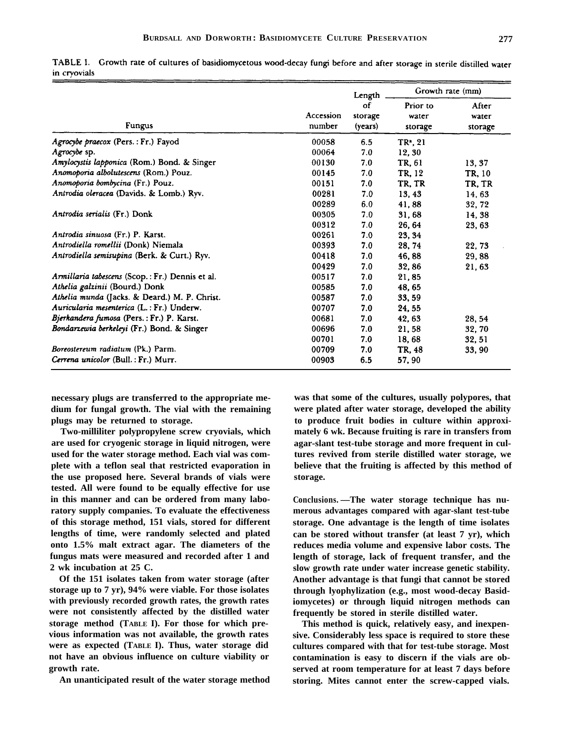TABLE I. Growth rate of cultures of basidiomycetous wood-decay fungi before and after storage in sterile distilled water in cryovials

| Fungus | Accession number | Length of storage (years) | Growth rate (mm) | |
|---|---|---|---|---|
| | | | Prior to water storage | After water storage |
| *Agrocybe praecox* (Pers. : Fr.) Fayod | 00058 | 6.5 | TR[a], 21 | |
| *Agrocybe* sp. | 00064 | 7.0 | 12, 30 | |
| *Amylocystis lapponica* (Rom.) Bond. & Singer | 00130 | 7.0 | TR, 61 | 13, 37 |
| *Anomoporia albolutescens* (Rom.) Pouz. | 00145 | 7.0 | TR, 12 | TR, 10 |
| *Anomoporia bombycina* (Fr.) Pouz. | 00151 | 7.0 | TR, TR | TR, TR |
| *Antrodia oleracea* (Davids. & Lomb.) Ryv. | 00281 | 7.0 | 13, 43 | 14, 63 |
| | 00289 | 6.0 | 41, 88 | 32, 72 |
| *Antrodia serialis* (Fr.) Donk | 00305 | 7.0 | 31, 68 | 14, 38 |
| | 00312 | 7.0 | 26, 64 | 23, 63 |
| *Antrodia sinuosa* (Fr.) P. Karst. | 00261 | 7.0 | 23, 34 | |
| *Antrodiella romellii* (Donk) Niemala | 00393 | 7.0 | 28, 74 | 22, 73 |
| *Antrodiella semisupina* (Berk. & Curt.) Ryv. | 00418 | 7.0 | 46, 88 | 29, 88 |
| | 00429 | 7.0 | 32, 86 | 21, 63 |
| *Armillaria tabescens* (Scop. : Fr.) Dennis et al. | 00517 | 7.0 | 21, 85 | |
| *Athelia galzinii* (Bourd.) Donk | 00585 | 7.0 | 48, 65 | |
| *Athelia munda* (Jacks. & Deard.) M. P. Christ. | 00587 | 7.0 | 33, 59 | |
| *Auricularia mesenterica* (L. : Fr.) Underw. | 00707 | 7.0 | 24, 55 | |
| *Bjerkandera fumosa* (Pers. : Fr.) P. Karst. | 00681 | 7.0 | 42, 63 | 28, 54 |
| *Bondarzewia berkeleyi* (Fr.) Bond. & Singer | 00696 | 7.0 | 21, 58 | 32, 70 |
| | 00701 | 7.0 | 18, 68 | 32, 51 |
| *Boreostereum radiatum* (Pk.) Parm. | 00709 | 7.0 | TR, 48 | 33, 90 |
| *Cerrena unicolor* (Bull. : Fr.) Murr. | 00903 | 6.5 | 57, 90 | |

necessary plugs are transferred to the appropriate medium for fungal growth. The vial with the remaining plugs may be returned to storage.

Two-milliliter polypropylene screw cryovials, which are used for cryogenic storage in liquid nitrogen, were used for the water storage method. Each vial was complete with a teflon seal that restricted evaporation in the use proposed here. Several brands of vials were tested. All were found to be equally effective for use in this manner and can be ordered from many laboratory supply companies. To evaluate the effectiveness of this storage method, 151 vials, stored for different lengths of time, were randomly selected and plated onto 1.5% malt extract agar. The diameters of the fungus mats were measured and recorded after 1 and 2 wk incubation at 25 C.

Of the 151 isolates taken from water storage (after storage up to 7 yr), 94% were viable. For those isolates with previously recorded growth rates, the growth rates were not consistently affected by the distilled water storage method (TABLE I). For those for which previous information was not available, the growth rates were as expected (TABLE I). Thus, water storage did not have an obvious influence on culture viability or growth rate.

An unanticipated result of the water storage method was that some of the cultures, usually polypores, that were plated after water storage, developed the ability to produce fruit bodies in culture within approximately 6 wk. Because fruiting is rare in transfers from agar-slant test-tube storage and more frequent in cultures revived from sterile distilled water storage, we believe that the fruiting is affected by this method of storage.

Conclusions.—The water storage technique has numerous advantages compared with agar-slant test-tube storage. One advantage is the length of time isolates can be stored without transfer (at least 7 yr), which reduces media volume and expensive labor costs. The length of storage, lack of frequent transfer, and the slow growth rate under water increase genetic stability. Another advantage is that fungi that cannot be stored through lyophylization (e.g., most wood-decay Basidiomycetes) or through liquid nitrogen methods can frequently be stored in sterile distilled water.

This method is quick, relatively easy, and inexpensive. Considerably less space is required to store these cultures compared with that for test-tube storage. Most contamination is easy to discern if the vials are observed at room temperature for at least 7 days before storing. Mites cannot enter the screw-capped vials.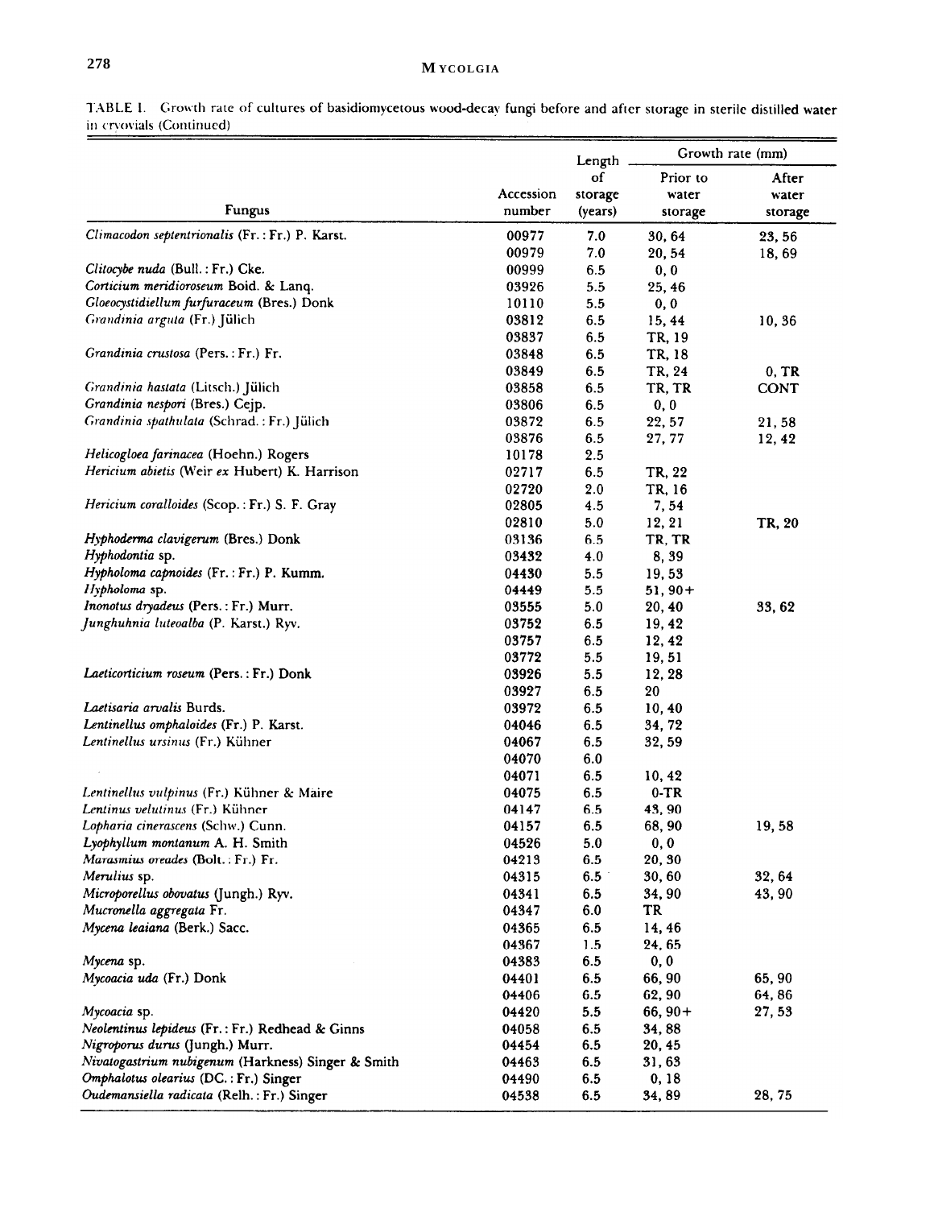TABLE I. Growth rate of cultures of basidiomycetous wood-decay fungi before and after storage in sterile distilled water in cryovials (Continued)

| Fungus | Accession number | Length of storage (years) | Growth rate (mm) | |
|---|---|---|---|---|
| | | | Prior to water storage | After water storage |
| *Climacodon septentrionalis* (Fr. : Fr.) P. Karst. | 00977 | 7.0 | 30, 64 | 23, 56 |
| | 00979 | 7.0 | 20, 54 | 18, 69 |
| *Clitocybe nuda* (Bull. : Fr.) Cke. | 00999 | 6.5 | 0, 0 | |
| *Corticium meridioroseum* Boid. & Lanq. | 03926 | 5.5 | 25, 46 | |
| *Gloeocystidiellum furfuraceum* (Bres.) Donk | 10110 | 5.5 | 0, 0 | |
| *Grandinia arguta* (Fr.) Jülich | 03812 | 6.5 | 15, 44 | 10, 36 |
| | 03837 | 6.5 | TR, 19 | |
| *Grandinia crustosa* (Pers. : Fr.) Fr. | 03848 | 6.5 | TR, 18 | |
| | 03849 | 6.5 | TR, 24 | 0, TR |
| *Grandinia hastata* (Litsch.) Jülich | 03858 | 6.5 | TR, TR | CONT |
| *Grandinia nespori* (Bres.) Cejp. | 03806 | 6.5 | 0, 0 | |
| *Grandinia spathulata* (Schrad. : Fr.) Jülich | 03872 | 6.5 | 22, 57 | 21, 58 |
| | 03876 | 6.5 | 27, 77 | 12, 42 |
| *Helicogloea farinacea* (Hoehn.) Rogers | 10178 | 2.5 | | |
| *Hericium abietis* (Weir *ex* Hubert) K. Harrison | 02717 | 6.5 | TR, 22 | |
| | 02720 | 2.0 | TR, 16 | |
| *Hericium coralloides* (Scop. : Fr.) S. F. Gray | 02805 | 4.5 | 7, 54 | |
| | 02810 | 5.0 | 12, 21 | TR, 20 |
| *Hyphoderma clavigerum* (Bres.) Donk | 03136 | 6.5 | TR, TR | |
| *Hyphodontia* sp. | 03432 | 4.0 | 8, 39 | |
| *Hypholoma capnoides* (Fr. : Fr.) P. Kumm. | 04430 | 5.5 | 19, 53 | |
| *Hypholoma* sp. | 04449 | 5.5 | 51, 90+ | |
| *Inonotus dryadeus* (Pers. : Fr.) Murr. | 03555 | 5.0 | 20, 40 | 33, 62 |
| *Junghuhnia luteoalba* (P. Karst.) Ryv. | 03752 | 6.5 | 19, 42 | |
| | 03757 | 6.5 | 12, 42 | |
| | 03772 | 5.5 | 19, 51 | |
| *Laeticorticium roseum* (Pers. : Fr.) Donk | 03926 | 5.5 | 12, 28 | |
| | 03927 | 6.5 | 20 | |
| *Laetisaria arvalis* Burds. | 03972 | 6.5 | 10, 40 | |
| *Lentinellus omphaloides* (Fr.) P. Karst. | 04046 | 6.5 | 34, 72 | |
| *Lentinellus ursinus* (Fr.) Kühner | 04067 | 6.5 | 32, 59 | |
| | 04070 | 6.0 | | |
| | 04071 | 6.5 | 10, 42 | |
| *Lentinellus vulpinus* (Fr.) Kühner & Maire | 04075 | 6.5 | 0-TR | |
| *Lentinus velutinus* (Fr.) Kühner | 04147 | 6.5 | 43, 90 | |
| *Lopharia cinerascens* (Schw.) Cunn. | 04157 | 6.5 | 68, 90 | 19, 58 |
| *Lyophyllum montanum* A. H. Smith | 04526 | 5.0 | 0, 0 | |
| *Marasmius oreades* (Bolt. : Fr.) Fr. | 04213 | 6.5 | 20, 30 | |
| *Merulius* sp. | 04315 | 6.5 | 30, 60 | 32, 64 |
| *Microporellus obovatus* (Jungh.) Ryv. | 04341 | 6.5 | 34, 90 | 43, 90 |
| *Mucronella aggregata* Fr. | 04347 | 6.0 | TR | |
| *Mycena leaiana* (Berk.) Sacc. | 04365 | 6.5 | 14, 46 | |
| | 04367 | 1.5 | 24, 65 | |
| *Mycena* sp. | 04383 | 6.5 | 0, 0 | |
| *Mycoacia uda* (Fr.) Donk | 04401 | 6.5 | 66, 90 | 65, 90 |
| | 04406 | 6.5 | 62, 90 | 64, 86 |
| *Mycoacia* sp. | 04420 | 5.5 | 66, 90+ | 27, 53 |
| *Neolentinus lepideus* (Fr. : Fr.) Redhead & Ginns | 04058 | 6.5 | 34, 88 | |
| *Nigroporus durus* (Jungh.) Murr. | 04454 | 6.5 | 20, 45 | |
| *Nivatogastrium nubigenum* (Harkness) Singer & Smith | 04463 | 6.5 | 31, 63 | |
| *Omphalotus olearius* (DC. : Fr.) Singer | 04490 | 6.5 | 0, 18 | |
| *Oudemansiella radicata* (Relh. : Fr.) Singer | 04538 | 6.5 | 34, 89 | 28, 75 |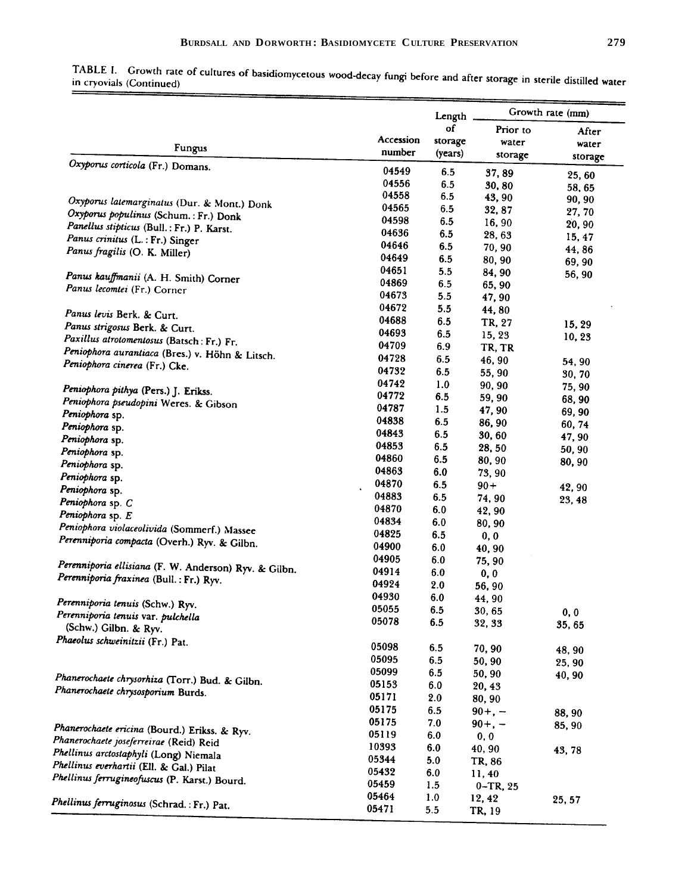TABLE I. Growth rate of cultures of basidiomycetous wood-decay fungi before and after storage in sterile distilled water in cryovials (Continued)

| Fungus | Accession number | Length of storage (years) | Growth rate (mm) | |
|---|---|---|---|---|
| | | | Prior to water storage | After water storage |
| *Oxyporus corticola* (Fr.) Domans. | 04549 | 6.5 | 37, 89 | 25, 60 |
| | 04556 | 6.5 | 30, 80 | 58, 65 |
| | 04558 | 6.5 | 43, 90 | 90, 90 |
| *Oxyporus latemarginatus* (Dur. & Mont.) Donk | 04565 | 6.5 | 32, 87 | 27, 70 |
| *Oxyporus populinus* (Schum. : Fr.) Donk | 04598 | 6.5 | 16, 90 | 20, 90 |
| *Panellus stipticus* (Bull. : Fr.) P. Karst. | 04636 | 6.5 | 28, 63 | 15, 47 |
| *Panus crinitus* (L. : Fr.) Singer | 04646 | 6.5 | 70, 90 | 44, 86 |
| *Panus fragilis* (O. K. Miller) | 04649 | 6.5 | 80, 90 | 69, 90 |
| | 04651 | 5.5 | 84, 90 | 56, 90 |
| *Panus kauffmanii* (A. H. Smith) Corner | 04869 | 6.5 | 65, 90 | |
| *Panus lecomtei* (Fr.) Corner | 04673 | 5.5 | 47, 90 | |
| | 04672 | 5.5 | 44, 80 | |
| *Panus levis* Berk. & Curt. | 04688 | 6.5 | TR, 27 | 15, 29 |
| *Panus strigosus* Berk. & Curt. | 04693 | 6.5 | 15, 23 | 10, 23 |
| *Paxillus atrotomentosus* (Batsch : Fr.) Fr. | 04709 | 6.9 | TR, TR | |
| *Peniophora aurantiaca* (Bres.) v. Höhn & Litsch. | 04728 | 6.5 | 46, 90 | 54, 90 |
| *Peniophora cinerea* (Fr.) Cke. | 04732 | 6.5 | 55, 90 | 30, 70 |
| | 04742 | 1.0 | 90, 90 | 75, 90 |
| *Peniophora pithya* (Pers.) J. Erikss. | 04772 | 6.5 | 59, 90 | 68, 90 |
| *Peniophora pseudopini* Weres. & Gibson | 04787 | 1.5 | 47, 90 | 69, 90 |
| *Peniophora* sp. | 04838 | 6.5 | 86, 90 | 60, 74 |
| *Peniophora* sp. | 04843 | 6.5 | 30, 60 | 47, 90 |
| *Peniophora* sp. | 04853 | 6.5 | 28, 50 | 50, 90 |
| *Peniophora* sp. | 04860 | 6.5 | 80, 90 | 80, 90 |
| *Peniophora* sp. | 04863 | 6.0 | 73, 90 | |
| *Peniophora* sp. | 04870 | 6.5 | 90+ | 42, 90 |
| *Peniophora* sp. | 04883 | 6.5 | 74, 90 | 23, 48 |
| *Peniophora* sp. *C* | 04870 | 6.0 | 42, 90 | |
| *Peniophora* sp. *E* | 04834 | 6.0 | 80, 90 | |
| *Peniophora violaceolivida* (Sommerf.) Massee | 04825 | 6.5 | 0, 0 | |
| *Perenniporia compacta* (Overh.) Ryv. & Gilbn. | 04900 | 6.0 | 40, 90 | |
| | 04905 | 6.0 | 75, 90 | |
| *Perenniporia ellisiana* (F. W. Anderson) Ryv. & Gilbn. | 04914 | 6.0 | 0, 0 | |
| *Perenniporia fraxinea* (Bull. : Fr.) Ryv. | 04924 | 2.0 | 56, 90 | |
| | 04930 | 6.0 | 44, 90 | |
| *Perenniporia tenuis* (Schw.) Ryv. | 05055 | 6.5 | 30, 65 | 0, 0 |
| *Perenniporia tenuis* var. *pulchella* (Schw.) Gilbn. & Ryv. | 05078 | 6.5 | 32, 33 | 35, 65 |
| *Phaeolus schweinitzii* (Fr.) Pat. | 05098 | 6.5 | 70, 90 | 48, 90 |
| | 05095 | 6.5 | 50, 90 | 25, 90 |
| | 05099 | 6.5 | 50, 90 | 40, 90 |
| *Phanerochaete chrysorhiza* (Torr.) Bud. & Gilbn. | 05153 | 6.0 | 20, 43 | |
| *Phanerochaete chrysosporium* Burds. | 05171 | 2.0 | 80, 90 | |
| | 05175 | 6.5 | 90+, – | 88, 90 |
| | 05175 | 7.0 | 90+, – | 85, 90 |
| *Phanerochaete ericina* (Bourd.) Erikss. & Ryv. | 05119 | 6.0 | 0, 0 | |
| *Phanerochaete joseferreirae* (Reid) Reid | 10393 | 6.0 | 40, 90 | 43, 78 |
| *Phellinus arctostaphyli* (Long) Niemala | 05344 | 5.0 | TR, 86 | |
| *Phellinus everhartii* (Ell. & Gal.) Pilat | 05432 | 6.0 | 11, 40 | |
| *Phellinus ferrugineofuscus* (P. Karst.) Bourd. | 05459 | 1.5 | 0–TR, 25 | |
| | 05464 | 1.0 | 12, 42 | 25, 57 |
| *Phellinus ferruginosus* (Schrad. : Fr.) Pat. | 05471 | 5.5 | TR, 19 | |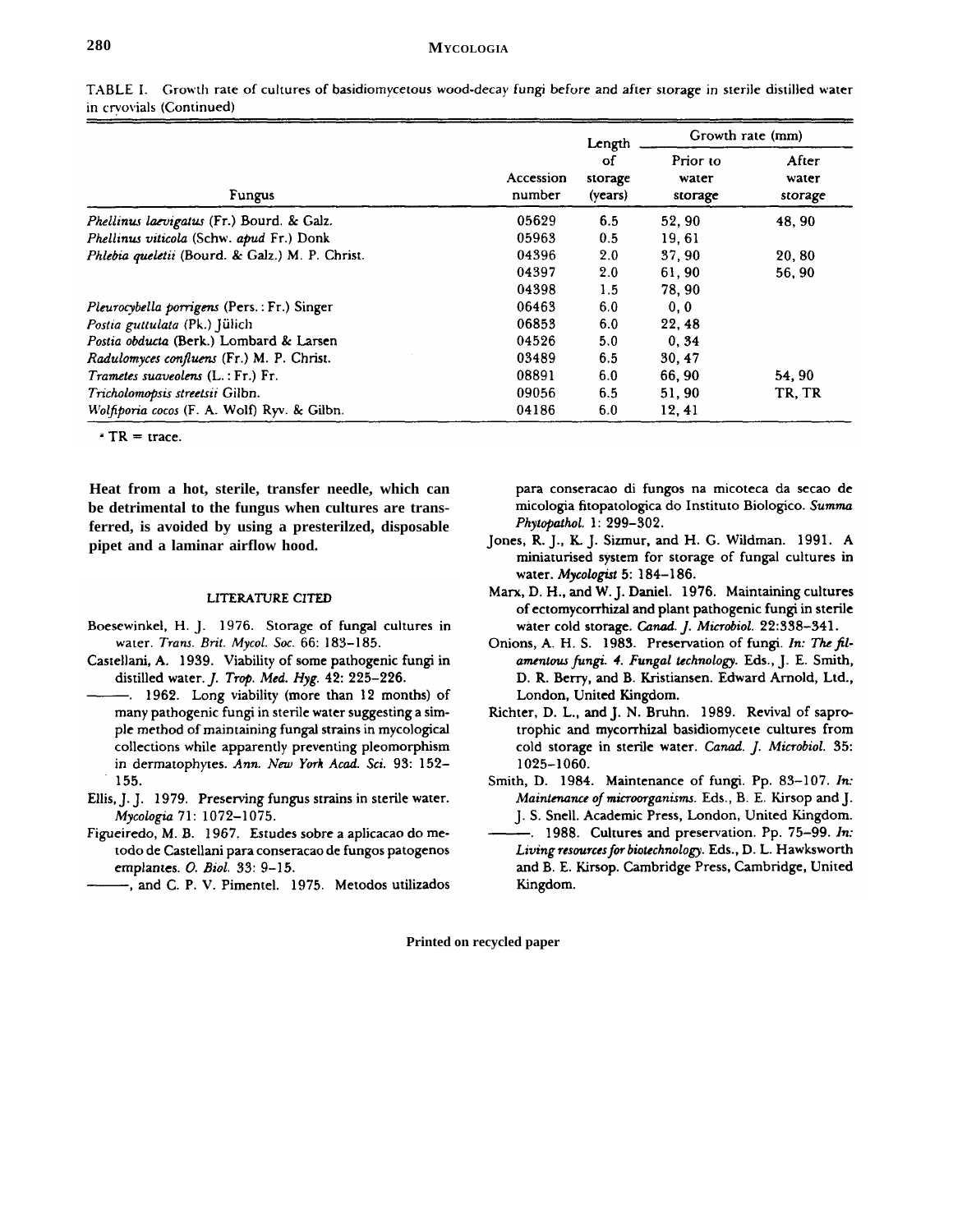TABLE I. Growth rate of cultures of basidiomycetous wood-decay fungi before and after storage in sterile distilled water in cryovials (Continued)

| Fungus | Accession number | Length of storage (years) | Growth rate (mm) | |
|---|---|---|---|---|
| | | | Prior to water storage | After water storage |
| *Phellinus laevigatus* (Fr.) Bourd. & Galz. | 05629 | 6.5 | 52, 90 | 48, 90 |
| *Phellinus viticola* (Schw. *apud* Fr.) Donk | 05963 | 0.5 | 19, 61 | |
| *Phlebia queletii* (Bourd. & Galz.) M. P. Christ. | 04396 | 2.0 | 37, 90 | 20, 80 |
| | 04397 | 2.0 | 61, 90 | 56, 90 |
| | 04398 | 1.5 | 78, 90 | |
| *Pleurocybella porrigens* (Pers. : Fr.) Singer | 06463 | 6.0 | 0, 0 | |
| *Postia guttulata* (Pk.) Jülich | 06853 | 6.0 | 22, 48 | |
| *Postia obducta* (Berk.) Lombard & Larsen | 04526 | 5.0 | 0, 34 | |
| *Radulomyces confluens* (Fr.) M. P. Christ. | 03489 | 6.5 | 30, 47 | |
| *Trametes suaveolens* (L. : Fr.) Fr. | 08891 | 6.0 | 66, 90 | 54, 90 |
| *Tricholomopsis streetsii* Gilbn. | 09056 | 6.5 | 51, 90 | TR, TR |
| *Wolfiporia cocos* (F. A. Wolf) Ryv. & Gilbn. | 04186 | 6.0 | 12, 41 | |

[a] TR = trace.

**Heat from a hot, sterile, transfer needle, which can be detrimental to the fungus when cultures are transferred, is avoided by using a presterilzed, disposable pipet and a laminar airflow hood.**

## LITERATURE CITED

Boesewinkel, H. J. 1976. Storage of fungal cultures in water. *Trans. Brit. Mycol. Soc.* 66: 183–185.

Castellani, A. 1939. Viability of some pathogenic fungi in distilled water. *J. Trop. Med. Hyg.* 42: 225–226.

———. 1962. Long viability (more than 12 months) of many pathogenic fungi in sterile water suggesting a simple method of maintaining fungal strains in mycological collections while apparently preventing pleomorphism in dermatophytes. *Ann. New York Acad. Sci.* 93: 152–155.

Ellis, J. J. 1979. Preserving fungus strains in sterile water. *Mycologia* 71: 1072–1075.

Figueiredo, M. B. 1967. Estudes sobre a aplicacao do metodo de Castellani para conseracao de fungos patogenos emplantes. *O. Biol.* 33: 9–15.

———, and C. P. V. Pimentel. 1975. Metodos utilizados para conseracao di fungos na micoteca da secao de micologia fitopatologica do Instituto Biologico. *Summa Phytopathol.* 1: 299–302.

Jones, R. J., K. J. Sizmur, and H. G. Wildman. 1991. A miniaturised system for storage of fungal cultures in water. *Mycologist* 5: 184–186.

Marx, D. H., and W. J. Daniel. 1976. Maintaining cultures of ectomycorrhizal and plant pathogenic fungi in sterile water cold storage. *Canad. J. Microbiol.* 22:338–341.

Onions, A. H. S. 1983. Preservation of fungi. *In: The filamentous fungi. 4. Fungal technology.* Eds., J. E. Smith, D. R. Berry, and B. Kristiansen. Edward Arnold, Ltd., London, United Kingdom.

Richter, D. L., and J. N. Bruhn. 1989. Revival of saprotrophic and mycorrhizal basidiomycete cultures from cold storage in sterile water. *Canad. J. Microbiol.* 35: 1025–1060.

Smith, D. 1984. Maintenance of fungi. Pp. 83–107. *In: Maintenance of microorganisms.* Eds., B. E. Kirsop and J. J. S. Snell. Academic Press, London, United Kingdom.

———. 1988. Cultures and preservation. Pp. 75–99. *In: Living resources for biotechnology.* Eds., D. L. Hawksworth and B. E. Kirsop. Cambridge Press, Cambridge, United Kingdom.

**Printed on recycled paper**